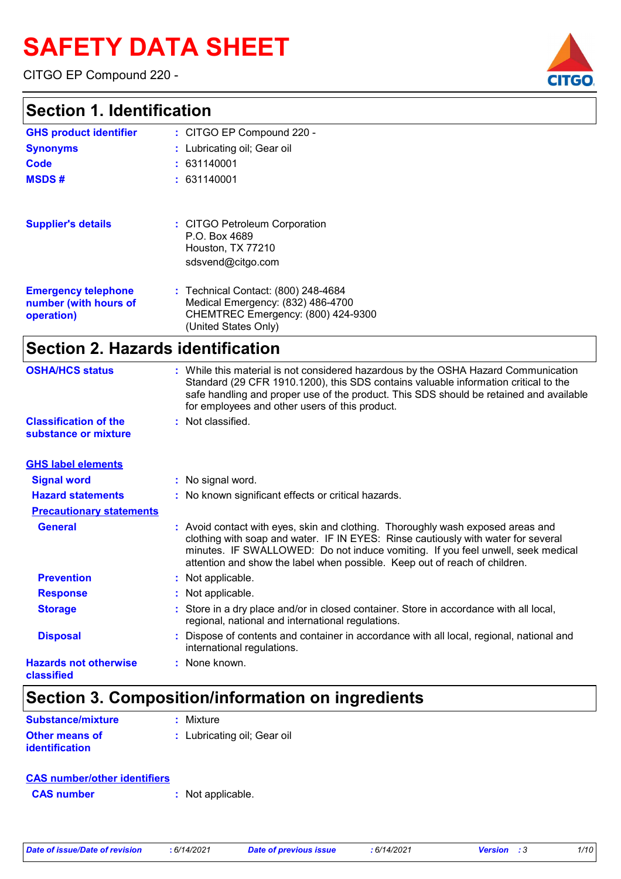# SAFETY DATA SHEET

CITGO EP Compound 220 -

## Section 1. Identification

| | |
|---|---|
| **GHS product identifier** | : CITGO EP Compound 220 - |
| **Synonyms** | : Lubricating oil; Gear oil |
| **Code** | : 631140001 |
| **MSDS #** | : 631140001 |
| **Supplier's details** | : CITGO Petroleum Corporation<br>P.O. Box 4689<br>Houston, TX 77210<br>sdsvend@citgo.com |
| **Emergency telephone number (with hours of operation)** | : Technical Contact: (800) 248-4684<br>Medical Emergency: (832) 486-4700<br>CHEMTREC Emergency: (800) 424-9300<br>(United States Only) |

## Section 2. Hazards identification

| | |
|---|---|
| **OSHA/HCS status** | : While this material is not considered hazardous by the OSHA Hazard Communication Standard (29 CFR 1910.1200), this SDS contains valuable information critical to the safe handling and proper use of the product. This SDS should be retained and available for employees and other users of this product. |
| **Classification of the substance or mixture** | : Not classified. |

### GHS label elements

| | |
|---|---|
| **Signal word** | : No signal word. |
| **Hazard statements** | : No known significant effects or critical hazards. |

**Precautionary statements**

| | |
|---|---|
| **General** | : Avoid contact with eyes, skin and clothing. Thoroughly wash exposed areas and clothing with soap and water. IF IN EYES: Rinse cautiously with water for several minutes. IF SWALLOWED: Do not induce vomiting. If you feel unwell, seek medical attention and show the label when possible. Keep out of reach of children. |
| **Prevention** | : Not applicable. |
| **Response** | : Not applicable. |
| **Storage** | : Store in a dry place and/or in closed container. Store in accordance with all local, regional, national and international regulations. |
| **Disposal** | : Dispose of contents and container in accordance with all local, regional, national and international regulations. |
| **Hazards not otherwise classified** | : None known. |

## Section 3. Composition/information on ingredients

| | |
|---|---|
| **Substance/mixture** | : Mixture |
| **Other means of identification** | : Lubricating oil; Gear oil |

### CAS number/other identifiers

| | |
|---|---|
| **CAS number** | : Not applicable. |

*Date of issue/Date of revision* : 6/14/2021 *Date of previous issue* : 6/14/2021 *Version* : 3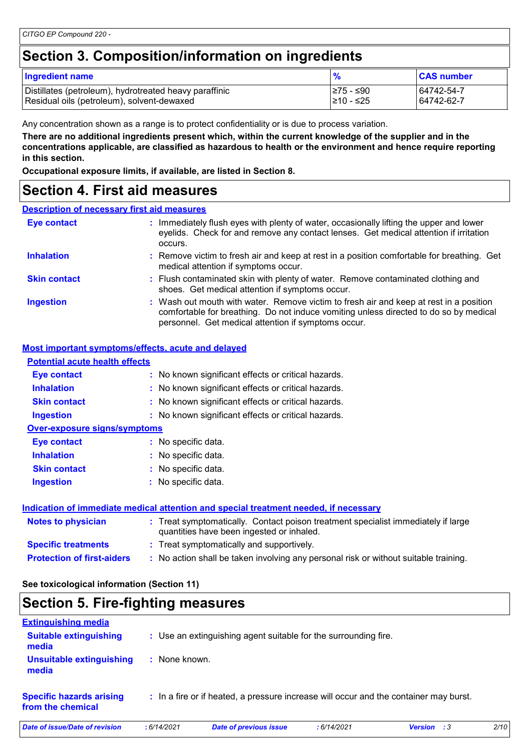## Section 3. Composition/information on ingredients

| Ingredient name | % | CAS number |
| --- | --- | --- |
| Distillates (petroleum), hydrotreated heavy paraffinic | ≥75 - ≤90 | 64742-54-7 |
| Residual oils (petroleum), solvent-dewaxed | ≥10 - ≤25 | 64742-62-7 |

Any concentration shown as a range is to protect confidentiality or is due to process variation.

**There are no additional ingredients present which, within the current knowledge of the supplier and in the concentrations applicable, are classified as hazardous to health or the environment and hence require reporting in this section.**

**Occupational exposure limits, if available, are listed in Section 8.**

## Section 4. First aid measures

### Description of necessary first aid measures

**Eye contact** : Immediately flush eyes with plenty of water, occasionally lifting the upper and lower eyelids. Check for and remove any contact lenses. Get medical attention if irritation occurs.

**Inhalation** : Remove victim to fresh air and keep at rest in a position comfortable for breathing. Get medical attention if symptoms occur.

**Skin contact** : Flush contaminated skin with plenty of water. Remove contaminated clothing and shoes. Get medical attention if symptoms occur.

**Ingestion** : Wash out mouth with water. Remove victim to fresh air and keep at rest in a position comfortable for breathing. Do not induce vomiting unless directed to do so by medical personnel. Get medical attention if symptoms occur.

### Most important symptoms/effects, acute and delayed

#### Potential acute health effects

**Eye contact** : No known significant effects or critical hazards.

**Inhalation** : No known significant effects or critical hazards.

**Skin contact** : No known significant effects or critical hazards.

**Ingestion** : No known significant effects or critical hazards.

#### Over-exposure signs/symptoms

**Eye contact** : No specific data.

**Inhalation** : No specific data.

**Skin contact** : No specific data.

**Ingestion** : No specific data.

### Indication of immediate medical attention and special treatment needed, if necessary

**Notes to physician** : Treat symptomatically. Contact poison treatment specialist immediately if large quantities have been ingested or inhaled.

**Specific treatments** : Treat symptomatically and supportively.

**Protection of first-aiders** : No action shall be taken involving any personal risk or without suitable training.

**See toxicological information (Section 11)**

## Section 5. Fire-fighting measures

### Extinguishing media

**Suitable extinguishing media** : Use an extinguishing agent suitable for the surrounding fire.

**Unsuitable extinguishing media** : None known.

**Specific hazards arising from the chemical** : In a fire or if heated, a pressure increase will occur and the container may burst.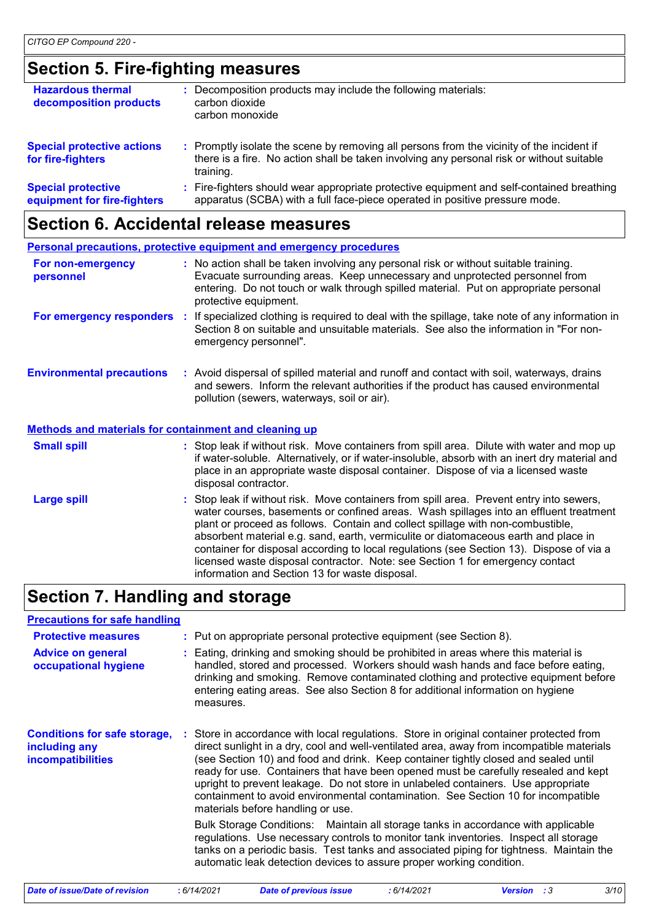## Section 5. Fire-fighting measures

**Hazardous thermal decomposition products** : Decomposition products may include the following materials:
carbon dioxide
carbon monoxide

**Special protective actions for fire-fighters** : Promptly isolate the scene by removing all persons from the vicinity of the incident if there is a fire. No action shall be taken involving any personal risk or without suitable training.

**Special protective equipment for fire-fighters** : Fire-fighters should wear appropriate protective equipment and self-contained breathing apparatus (SCBA) with a full face-piece operated in positive pressure mode.

## Section 6. Accidental release measures

### Personal precautions, protective equipment and emergency procedures

**For non-emergency personnel** : No action shall be taken involving any personal risk or without suitable training. Evacuate surrounding areas. Keep unnecessary and unprotected personnel from entering. Do not touch or walk through spilled material. Put on appropriate personal protective equipment.

**For emergency responders** : If specialized clothing is required to deal with the spillage, take note of any information in Section 8 on suitable and unsuitable materials. See also the information in "For non-emergency personnel".

**Environmental precautions** : Avoid dispersal of spilled material and runoff and contact with soil, waterways, drains and sewers. Inform the relevant authorities if the product has caused environmental pollution (sewers, waterways, soil or air).

### Methods and materials for containment and cleaning up

**Small spill** : Stop leak if without risk. Move containers from spill area. Dilute with water and mop up if water-soluble. Alternatively, or if water-insoluble, absorb with an inert dry material and place in an appropriate waste disposal container. Dispose of via a licensed waste disposal contractor.

**Large spill** : Stop leak if without risk. Move containers from spill area. Prevent entry into sewers, water courses, basements or confined areas. Wash spillages into an effluent treatment plant or proceed as follows. Contain and collect spillage with non-combustible, absorbent material e.g. sand, earth, vermiculite or diatomaceous earth and place in container for disposal according to local regulations (see Section 13). Dispose of via a licensed waste disposal contractor. Note: see Section 1 for emergency contact information and Section 13 for waste disposal.

## Section 7. Handling and storage

### Precautions for safe handling

**Protective measures** : Put on appropriate personal protective equipment (see Section 8).

**Advice on general occupational hygiene** : Eating, drinking and smoking should be prohibited in areas where this material is handled, stored and processed. Workers should wash hands and face before eating, drinking and smoking. Remove contaminated clothing and protective equipment before entering eating areas. See also Section 8 for additional information on hygiene measures.

**Conditions for safe storage, including any incompatibilities** : Store in accordance with local regulations. Store in original container protected from direct sunlight in a dry, cool and well-ventilated area, away from incompatible materials (see Section 10) and food and drink. Keep container tightly closed and sealed until ready for use. Containers that have been opened must be carefully resealed and kept upright to prevent leakage. Do not store in unlabeled containers. Use appropriate containment to avoid environmental contamination. See Section 10 for incompatible materials before handling or use.

Bulk Storage Conditions: Maintain all storage tanks in accordance with applicable regulations. Use necessary controls to monitor tank inventories. Inspect all storage tanks on a periodic basis. Test tanks and associated piping for tightness. Maintain the automatic leak detection devices to assure proper working condition.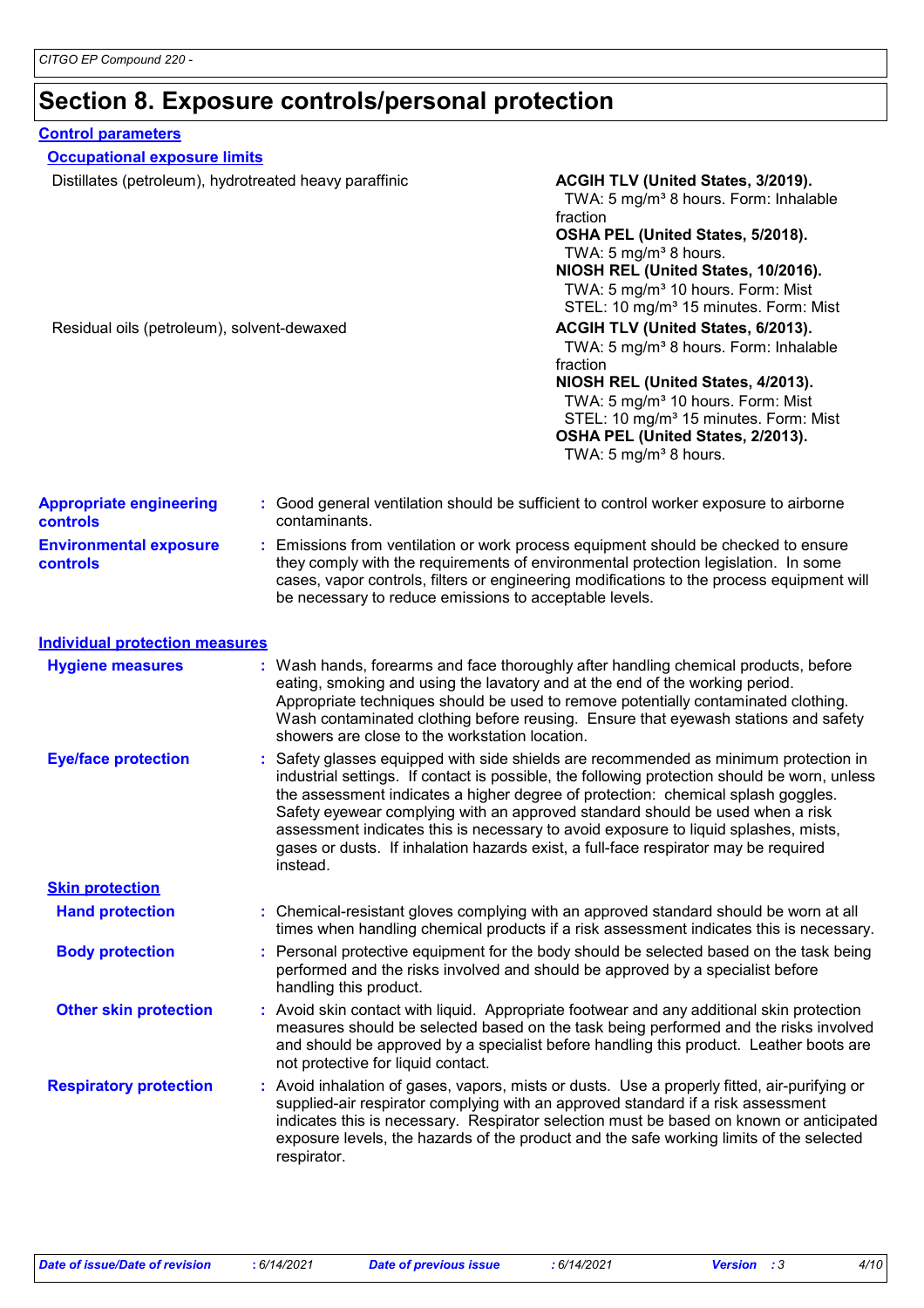# Section 8. Exposure controls/personal protection

## Control parameters

### Occupational exposure limits

| Ingredient name | Exposure limits |
|---|---|
| Distillates (petroleum), hydrotreated heavy paraffinic | **ACGIH TLV (United States, 3/2019).**<br>TWA: 5 mg/m³ 8 hours. Form: Inhalable fraction<br>**OSHA PEL (United States, 5/2018).**<br>TWA: 5 mg/m³ 8 hours.<br>**NIOSH REL (United States, 10/2016).**<br>TWA: 5 mg/m³ 10 hours. Form: Mist<br>STEL: 10 mg/m³ 15 minutes. Form: Mist |
| Residual oils (petroleum), solvent-dewaxed | **ACGIH TLV (United States, 6/2013).**<br>TWA: 5 mg/m³ 8 hours. Form: Inhalable fraction<br>**NIOSH REL (United States, 4/2013).**<br>TWA: 5 mg/m³ 10 hours. Form: Mist<br>STEL: 10 mg/m³ 15 minutes. Form: Mist<br>**OSHA PEL (United States, 2/2013).**<br>TWA: 5 mg/m³ 8 hours. |

**Appropriate engineering controls** : Good general ventilation should be sufficient to control worker exposure to airborne contaminants.

**Environmental exposure controls** : Emissions from ventilation or work process equipment should be checked to ensure they comply with the requirements of environmental protection legislation. In some cases, vapor controls, filters or engineering modifications to the process equipment will be necessary to reduce emissions to acceptable levels.

## Individual protection measures

**Hygiene measures** : Wash hands, forearms and face thoroughly after handling chemical products, before eating, smoking and using the lavatory and at the end of the working period. Appropriate techniques should be used to remove potentially contaminated clothing. Wash contaminated clothing before reusing. Ensure that eyewash stations and safety showers are close to the workstation location.

**Eye/face protection** : Safety glasses equipped with side shields are recommended as minimum protection in industrial settings. If contact is possible, the following protection should be worn, unless the assessment indicates a higher degree of protection: chemical splash goggles. Safety eyewear complying with an approved standard should be used when a risk assessment indicates this is necessary to avoid exposure to liquid splashes, mists, gases or dusts. If inhalation hazards exist, a full-face respirator may be required instead.

### Skin protection

**Hand protection** : Chemical-resistant gloves complying with an approved standard should be worn at all times when handling chemical products if a risk assessment indicates this is necessary.

**Body protection** : Personal protective equipment for the body should be selected based on the task being performed and the risks involved and should be approved by a specialist before handling this product.

**Other skin protection** : Avoid skin contact with liquid. Appropriate footwear and any additional skin protection measures should be selected based on the task being performed and the risks involved and should be approved by a specialist before handling this product. Leather boots are not protective for liquid contact.

**Respiratory protection** : Avoid inhalation of gases, vapors, mists or dusts. Use a properly fitted, air-purifying or supplied-air respirator complying with an approved standard if a risk assessment indicates this is necessary. Respirator selection must be based on known or anticipated exposure levels, the hazards of the product and the safe working limits of the selected respirator.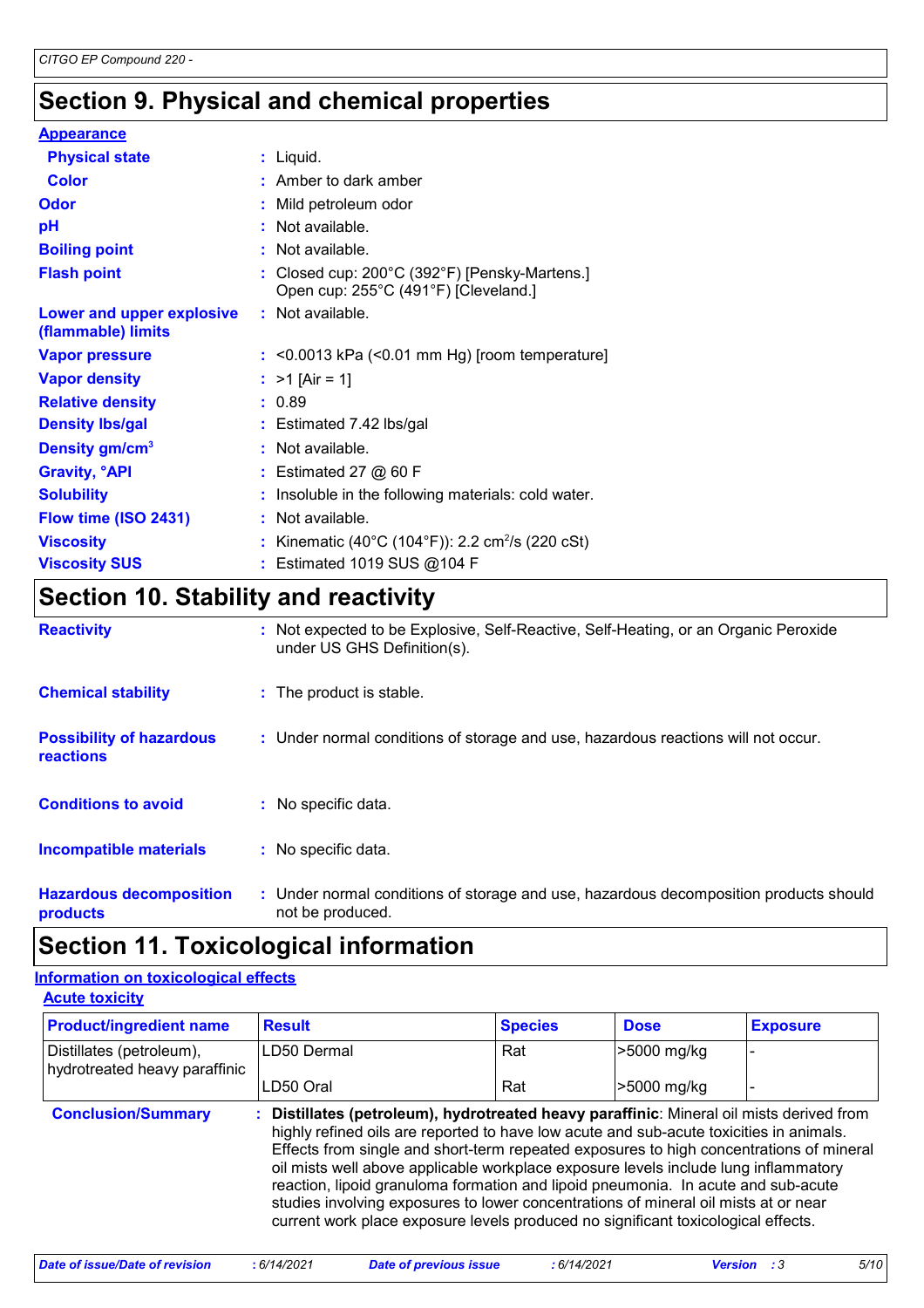## Section 9. Physical and chemical properties

**Appearance**

| | |
|---|---|
| **Physical state** | : Liquid. |
| **Color** | : Amber to dark amber |
| **Odor** | : Mild petroleum odor |
| **pH** | : Not available. |
| **Boiling point** | : Not available. |
| **Flash point** | : Closed cup: 200°C (392°F) [Pensky-Martens.] Open cup: 255°C (491°F) [Cleveland.] |
| **Lower and upper explosive (flammable) limits** | : Not available. |
| **Vapor pressure** | : <0.0013 kPa (<0.01 mm Hg) [room temperature] |
| **Vapor density** | : >1 [Air = 1] |
| **Relative density** | : 0.89 |
| **Density lbs/gal** | : Estimated 7.42 lbs/gal |
| **Density gm/cm$^3$** | : Not available. |
| **Gravity, °API** | : Estimated 27 @ 60 F |
| **Solubility** | : Insoluble in the following materials: cold water. |
| **Flow time (ISO 2431)** | : Not available. |
| **Viscosity** | : Kinematic (40°C (104°F)): 2.2 cm$^2$/s (220 cSt) |
| **Viscosity SUS** | : Estimated 1019 SUS @104 F |

## Section 10. Stability and reactivity

| | |
|---|---|
| **Reactivity** | : Not expected to be Explosive, Self-Reactive, Self-Heating, or an Organic Peroxide under US GHS Definition(s). |
| **Chemical stability** | : The product is stable. |
| **Possibility of hazardous reactions** | : Under normal conditions of storage and use, hazardous reactions will not occur. |
| **Conditions to avoid** | : No specific data. |
| **Incompatible materials** | : No specific data. |
| **Hazardous decomposition products** | : Under normal conditions of storage and use, hazardous decomposition products should not be produced. |

## Section 11. Toxicological information

**Information on toxicological effects**

**Acute toxicity**

| Product/ingredient name | Result | Species | Dose | Exposure |
|---|---|---|---|---|
| Distillates (petroleum), hydrotreated heavy paraffinic | LD50 Dermal | Rat | >5000 mg/kg | - |
| | LD50 Oral | Rat | >5000 mg/kg | - |

**Conclusion/Summary** : **Distillates (petroleum), hydrotreated heavy paraffinic**: Mineral oil mists derived from highly refined oils are reported to have low acute and sub-acute toxicities in animals. Effects from single and short-term repeated exposures to high concentrations of mineral oil mists well above applicable workplace exposure levels include lung inflammatory reaction, lipoid granuloma formation and lipoid pneumonia. In acute and sub-acute studies involving exposures to lower concentrations of mineral oil mists at or near current work place exposure levels produced no significant toxicological effects.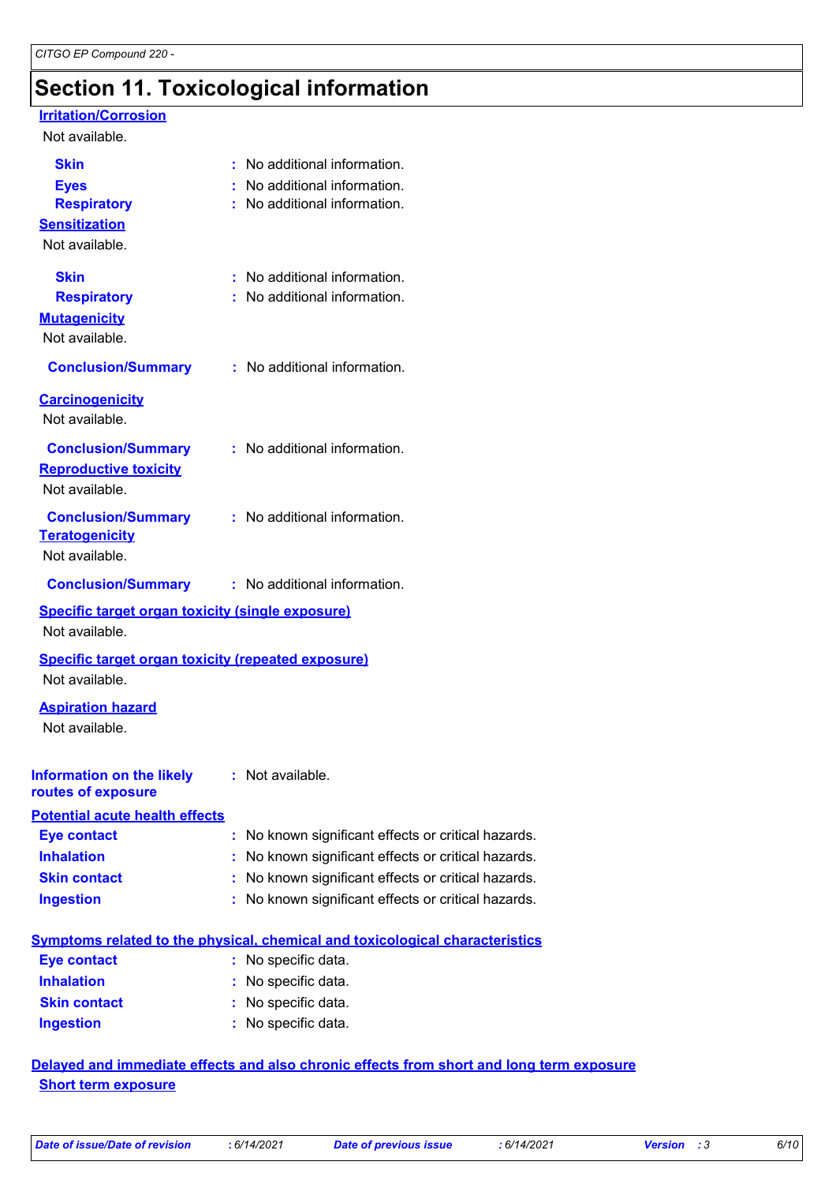## Section 11. Toxicological information

**Irritation/Corrosion**

Not available.

**Skin** : No additional information.

**Eyes** : No additional information.

**Respiratory** : No additional information.

**Sensitization**

Not available.

**Skin** : No additional information.

**Respiratory** : No additional information.

**Mutagenicity**

Not available.

**Conclusion/Summary** : No additional information.

**Carcinogenicity**

Not available.

**Conclusion/Summary** : No additional information.

**Reproductive toxicity**

Not available.

**Conclusion/Summary** : No additional information.

**Teratogenicity**

Not available.

**Conclusion/Summary** : No additional information.

**Specific target organ toxicity (single exposure)**

Not available.

**Specific target organ toxicity (repeated exposure)**

Not available.

**Aspiration hazard**

Not available.

**Information on the likely routes of exposure** : Not available.

**Potential acute health effects**

**Eye contact** : No known significant effects or critical hazards.

**Inhalation** : No known significant effects or critical hazards.

**Skin contact** : No known significant effects or critical hazards.

**Ingestion** : No known significant effects or critical hazards.

**Symptoms related to the physical, chemical and toxicological characteristics**

**Eye contact** : No specific data.

**Inhalation** : No specific data.

**Skin contact** : No specific data.

**Ingestion** : No specific data.

**Delayed and immediate effects and also chronic effects from short and long term exposure**

**Short term exposure**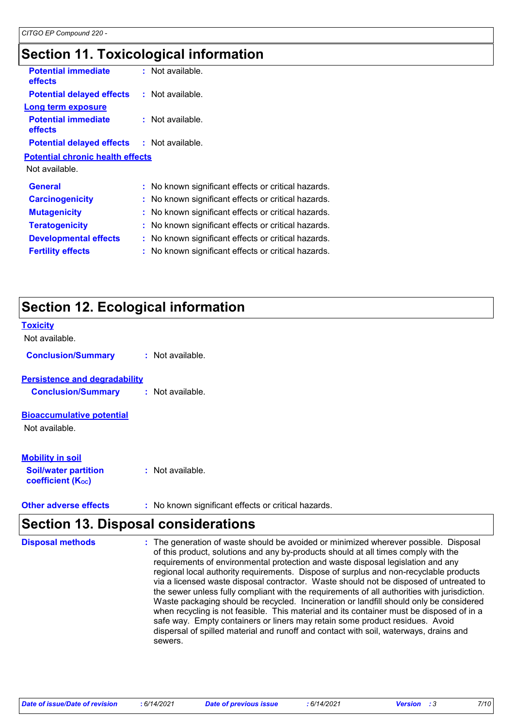## Section 11. Toxicological information

**Potential immediate effects** : Not available.

**Potential delayed effects** : Not available.

**Long term exposure**

**Potential immediate effects** : Not available.

**Potential delayed effects** : Not available.

**Potential chronic health effects**

Not available.

**General** : No known significant effects or critical hazards.

**Carcinogenicity** : No known significant effects or critical hazards.

**Mutagenicity** : No known significant effects or critical hazards.

**Teratogenicity** : No known significant effects or critical hazards.

**Developmental effects** : No known significant effects or critical hazards.

**Fertility effects** : No known significant effects or critical hazards.

## Section 12. Ecological information

**Toxicity**

Not available.

**Conclusion/Summary** : Not available.

**Persistence and degradability**

**Conclusion/Summary** : Not available.

**Bioaccumulative potential**

Not available.

**Mobility in soil**

**Soil/water partition coefficient ($K_{OC}$)** : Not available.

**Other adverse effects** : No known significant effects or critical hazards.

## Section 13. Disposal considerations

**Disposal methods** : The generation of waste should be avoided or minimized wherever possible. Disposal of this product, solutions and any by-products should at all times comply with the requirements of environmental protection and waste disposal legislation and any regional local authority requirements. Dispose of surplus and non-recyclable products via a licensed waste disposal contractor. Waste should not be disposed of untreated to the sewer unless fully compliant with the requirements of all authorities with jurisdiction. Waste packaging should be recycled. Incineration or landfill should only be considered when recycling is not feasible. This material and its container must be disposed of in a safe way. Empty containers or liners may retain some product residues. Avoid dispersal of spilled material and runoff and contact with soil, waterways, drains and sewers.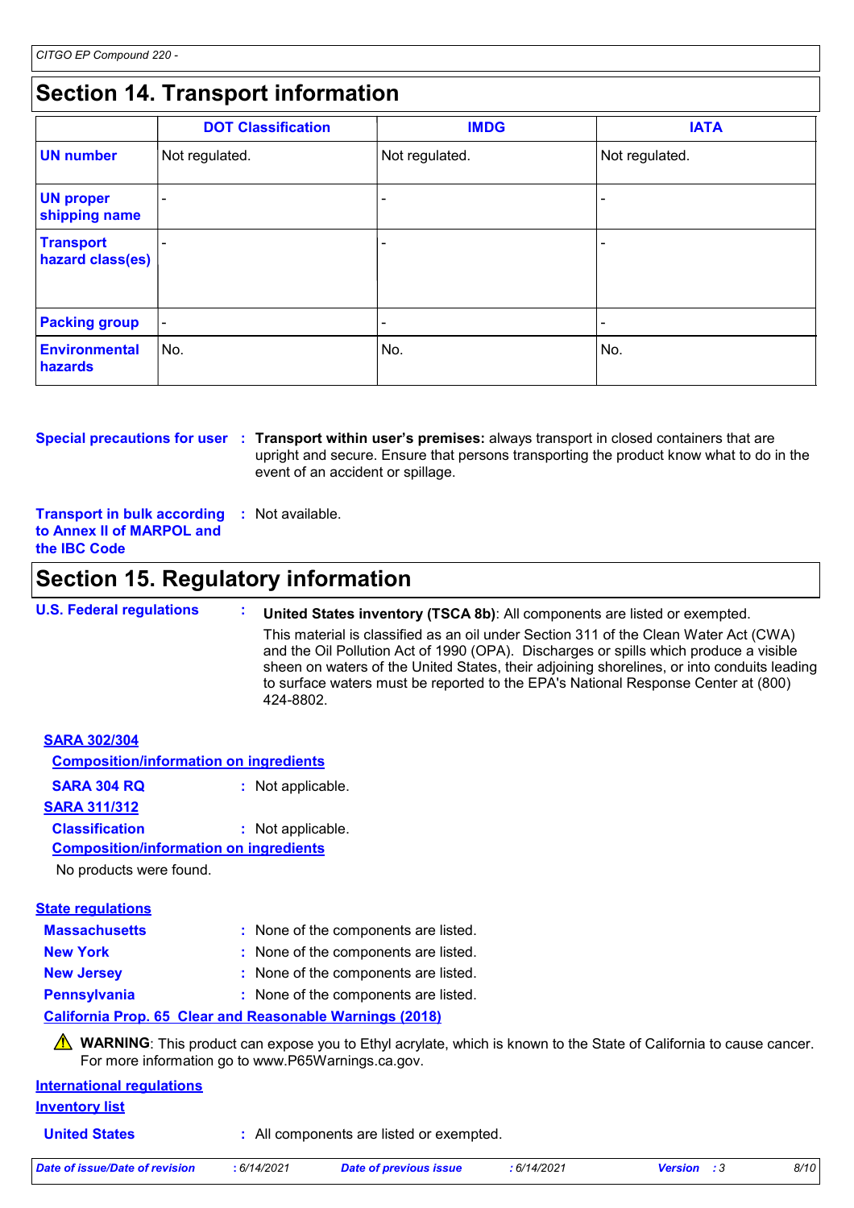## Section 14. Transport information

| | DOT Classification | IMDG | IATA |
|---|---|---|---|
| **UN number** | Not regulated. | Not regulated. | Not regulated. |
| **UN proper shipping name** | - | - | - |
| **Transport hazard class(es)** | - | - | - |
| **Packing group** | - | - | - |
| **Environmental hazards** | No. | No. | No. |

**Special precautions for user** : **Transport within user's premises:** always transport in closed containers that are upright and secure. Ensure that persons transporting the product know what to do in the event of an accident or spillage.

**Transport in bulk according to Annex II of MARPOL and the IBC Code** : Not available.

## Section 15. Regulatory information

**U.S. Federal regulations** : **United States inventory (TSCA 8b)**: All components are listed or exempted.

This material is classified as an oil under Section 311 of the Clean Water Act (CWA) and the Oil Pollution Act of 1990 (OPA). Discharges or spills which produce a visible sheen on waters of the United States, their adjoining shorelines, or into conduits leading to surface waters must be reported to the EPA's National Response Center at (800) 424-8802.

**SARA 302/304**

**Composition/information on ingredients**

**SARA 304 RQ** : Not applicable.

**SARA 311/312**

**Classification** : Not applicable.

**Composition/information on ingredients**

No products were found.

**State regulations**

**Massachusetts** : None of the components are listed.

**New York** : None of the components are listed.

**New Jersey** : None of the components are listed.

**Pennsylvania** : None of the components are listed.

**California Prop. 65 Clear and Reasonable Warnings (2018)**

⚠ **WARNING**: This product can expose you to Ethyl acrylate, which is known to the State of California to cause cancer. For more information go to www.P65Warnings.ca.gov.

**International regulations**

**Inventory list**

**United States** : All components are listed or exempted.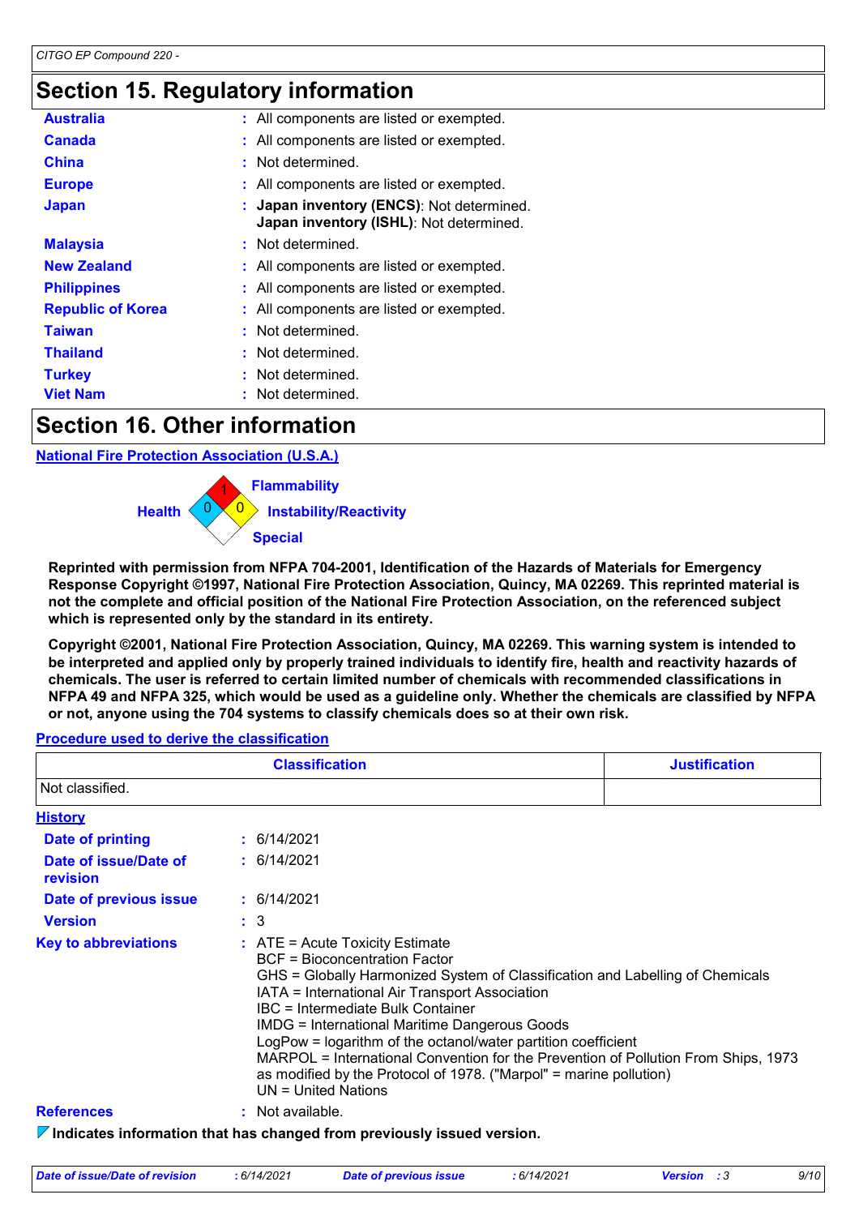## Section 15. Regulatory information

| | |
|---|---|
| **Australia** | : All components are listed or exempted. |
| **Canada** | : All components are listed or exempted. |
| **China** | : Not determined. |
| **Europe** | : All components are listed or exempted. |
| **Japan** | : **Japan inventory (ENCS)**: Not determined.<br>**Japan inventory (ISHL)**: Not determined. |
| **Malaysia** | : Not determined. |
| **New Zealand** | : All components are listed or exempted. |
| **Philippines** | : All components are listed or exempted. |
| **Republic of Korea** | : All components are listed or exempted. |
| **Taiwan** | : Not determined. |
| **Thailand** | : Not determined. |
| **Turkey** | : Not determined. |
| **Viet Nam** | : Not determined. |

## Section 16. Other information

**National Fire Protection Association (U.S.A.)**

Health: 0
Flammability: 1
Instability/Reactivity: 0
Special:

**Reprinted with permission from NFPA 704-2001, Identification of the Hazards of Materials for Emergency Response Copyright ©1997, National Fire Protection Association, Quincy, MA 02269. This reprinted material is not the complete and official position of the National Fire Protection Association, on the referenced subject which is represented only by the standard in its entirety.**

**Copyright ©2001, National Fire Protection Association, Quincy, MA 02269. This warning system is intended to be interpreted and applied only by properly trained individuals to identify fire, health and reactivity hazards of chemicals. The user is referred to certain limited number of chemicals with recommended classifications in NFPA 49 and NFPA 325, which would be used as a guideline only. Whether the chemicals are classified by NFPA or not, anyone using the 704 systems to classify chemicals does so at their own risk.**

**Procedure used to derive the classification**

| Classification | Justification |
|---|---|
| Not classified. | |

**History**

| | |
|---|---|
| **Date of printing** | : 6/14/2021 |
| **Date of issue/Date of revision** | : 6/14/2021 |
| **Date of previous issue** | : 6/14/2021 |
| **Version** | : 3 |
| **Key to abbreviations** | : ATE = Acute Toxicity Estimate<br>BCF = Bioconcentration Factor<br>GHS = Globally Harmonized System of Classification and Labelling of Chemicals<br>IATA = International Air Transport Association<br>IBC = Intermediate Bulk Container<br>IMDG = International Maritime Dangerous Goods<br>LogPow = logarithm of the octanol/water partition coefficient<br>MARPOL = International Convention for the Prevention of Pollution From Ships, 1973 as modified by the Protocol of 1978. ("Marpol" = marine pollution)<br>UN = United Nations |
| **References** | : Not available. |

**Indicates information that has changed from previously issued version.**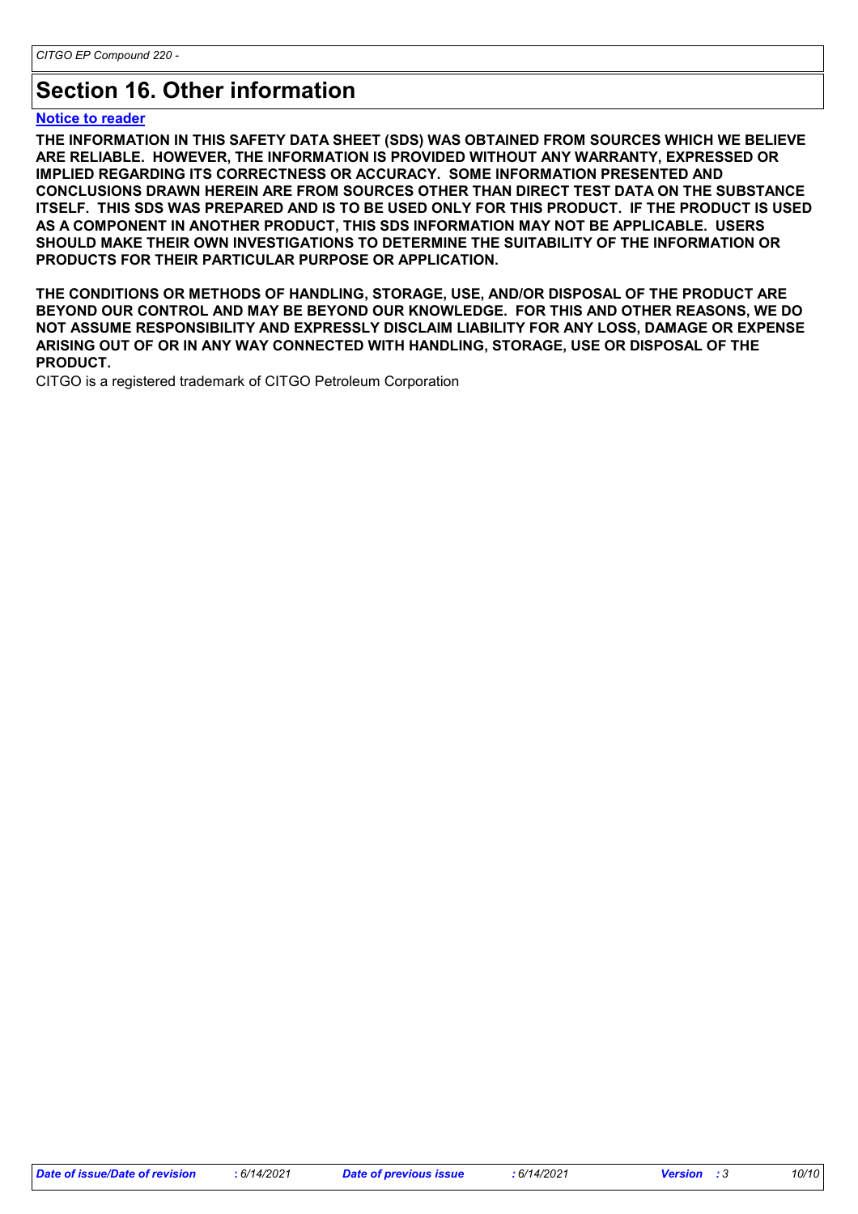## Section 16. Other information

**Notice to reader**

**THE INFORMATION IN THIS SAFETY DATA SHEET (SDS) WAS OBTAINED FROM SOURCES WHICH WE BELIEVE ARE RELIABLE. HOWEVER, THE INFORMATION IS PROVIDED WITHOUT ANY WARRANTY, EXPRESSED OR IMPLIED REGARDING ITS CORRECTNESS OR ACCURACY. SOME INFORMATION PRESENTED AND CONCLUSIONS DRAWN HEREIN ARE FROM SOURCES OTHER THAN DIRECT TEST DATA ON THE SUBSTANCE ITSELF. THIS SDS WAS PREPARED AND IS TO BE USED ONLY FOR THIS PRODUCT. IF THE PRODUCT IS USED AS A COMPONENT IN ANOTHER PRODUCT, THIS SDS INFORMATION MAY NOT BE APPLICABLE. USERS SHOULD MAKE THEIR OWN INVESTIGATIONS TO DETERMINE THE SUITABILITY OF THE INFORMATION OR PRODUCTS FOR THEIR PARTICULAR PURPOSE OR APPLICATION.**

**THE CONDITIONS OR METHODS OF HANDLING, STORAGE, USE, AND/OR DISPOSAL OF THE PRODUCT ARE BEYOND OUR CONTROL AND MAY BE BEYOND OUR KNOWLEDGE. FOR THIS AND OTHER REASONS, WE DO NOT ASSUME RESPONSIBILITY AND EXPRESSLY DISCLAIM LIABILITY FOR ANY LOSS, DAMAGE OR EXPENSE ARISING OUT OF OR IN ANY WAY CONNECTED WITH HANDLING, STORAGE, USE OR DISPOSAL OF THE PRODUCT.**

CITGO is a registered trademark of CITGO Petroleum Corporation